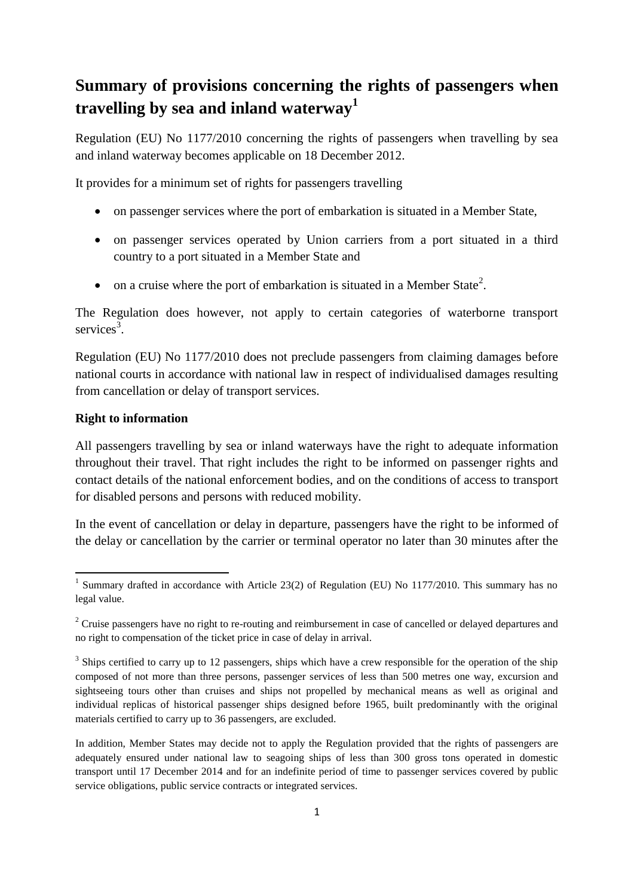# Summary of provisions concerning the rights of passengers when travelling by sea and inland waterway[1]

Regulation (EU) No 1177/2010 concerning the rights of passengers when travelling by sea and inland waterway becomes applicable on 18 December 2012.

It provides for a minimum set of rights for passengers travelling

- on passenger services where the port of embarkation is situated in a Member State,
- on passenger services operated by Union carriers from a port situated in a third country to a port situated in a Member State and
- on a cruise where the port of embarkation is situated in a Member State[2].

The Regulation does however, not apply to certain categories of waterborne transport services[3].

Regulation (EU) No 1177/2010 does not preclude passengers from claiming damages before national courts in accordance with national law in respect of individualised damages resulting from cancellation or delay of transport services.

**Right to information**

All passengers travelling by sea or inland waterways have the right to adequate information throughout their travel. That right includes the right to be informed on passenger rights and contact details of the national enforcement bodies, and on the conditions of access to transport for disabled persons and persons with reduced mobility.

In the event of cancellation or delay in departure, passengers have the right to be informed of the delay or cancellation by the carrier or terminal operator no later than 30 minutes after the

---

[1] Summary drafted in accordance with Article 23(2) of Regulation (EU) No 1177/2010. This summary has no legal value.

[2] Cruise passengers have no right to re-routing and reimbursement in case of cancelled or delayed departures and no right to compensation of the ticket price in case of delay in arrival.

[3] Ships certified to carry up to 12 passengers, ships which have a crew responsible for the operation of the ship composed of not more than three persons, passenger services of less than 500 metres one way, excursion and sightseeing tours other than cruises and ships not propelled by mechanical means as well as original and individual replicas of historical passenger ships designed before 1965, built predominantly with the original materials certified to carry up to 36 passengers, are excluded.

In addition, Member States may decide not to apply the Regulation provided that the rights of passengers are adequately ensured under national law to seagoing ships of less than 300 gross tons operated in domestic transport until 17 December 2014 and for an indefinite period of time to passenger services covered by public service obligations, public service contracts or integrated services.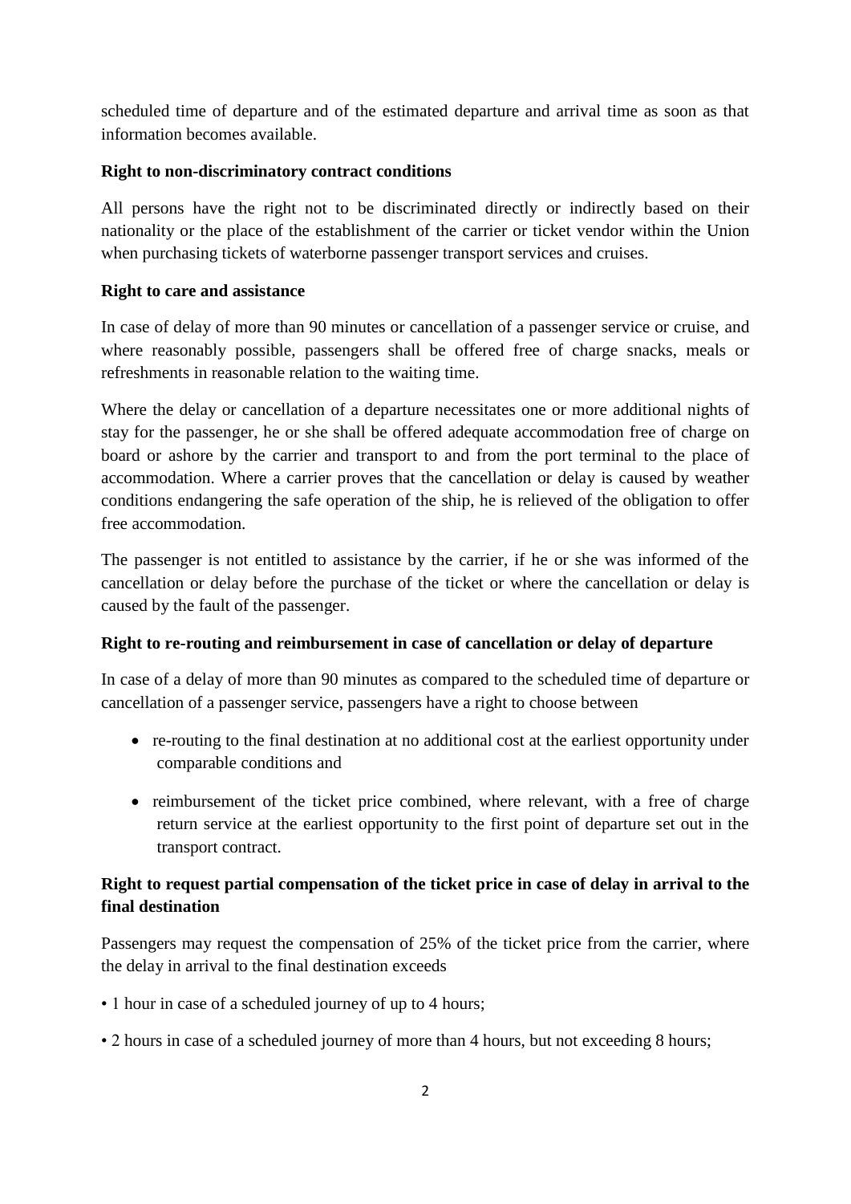scheduled time of departure and of the estimated departure and arrival time as soon as that information becomes available.

**Right to non-discriminatory contract conditions**

All persons have the right not to be discriminated directly or indirectly based on their nationality or the place of the establishment of the carrier or ticket vendor within the Union when purchasing tickets of waterborne passenger transport services and cruises.

**Right to care and assistance**

In case of delay of more than 90 minutes or cancellation of a passenger service or cruise, and where reasonably possible, passengers shall be offered free of charge snacks, meals or refreshments in reasonable relation to the waiting time.

Where the delay or cancellation of a departure necessitates one or more additional nights of stay for the passenger, he or she shall be offered adequate accommodation free of charge on board or ashore by the carrier and transport to and from the port terminal to the place of accommodation. Where a carrier proves that the cancellation or delay is caused by weather conditions endangering the safe operation of the ship, he is relieved of the obligation to offer free accommodation.

The passenger is not entitled to assistance by the carrier, if he or she was informed of the cancellation or delay before the purchase of the ticket or where the cancellation or delay is caused by the fault of the passenger.

**Right to re-routing and reimbursement in case of cancellation or delay of departure**

In case of a delay of more than 90 minutes as compared to the scheduled time of departure or cancellation of a passenger service, passengers have a right to choose between

- re-routing to the final destination at no additional cost at the earliest opportunity under comparable conditions and
- reimbursement of the ticket price combined, where relevant, with a free of charge return service at the earliest opportunity to the first point of departure set out in the transport contract.

**Right to request partial compensation of the ticket price in case of delay in arrival to the final destination**

Passengers may request the compensation of 25% of the ticket price from the carrier, where the delay in arrival to the final destination exceeds

- 1 hour in case of a scheduled journey of up to 4 hours;
- 2 hours in case of a scheduled journey of more than 4 hours, but not exceeding 8 hours;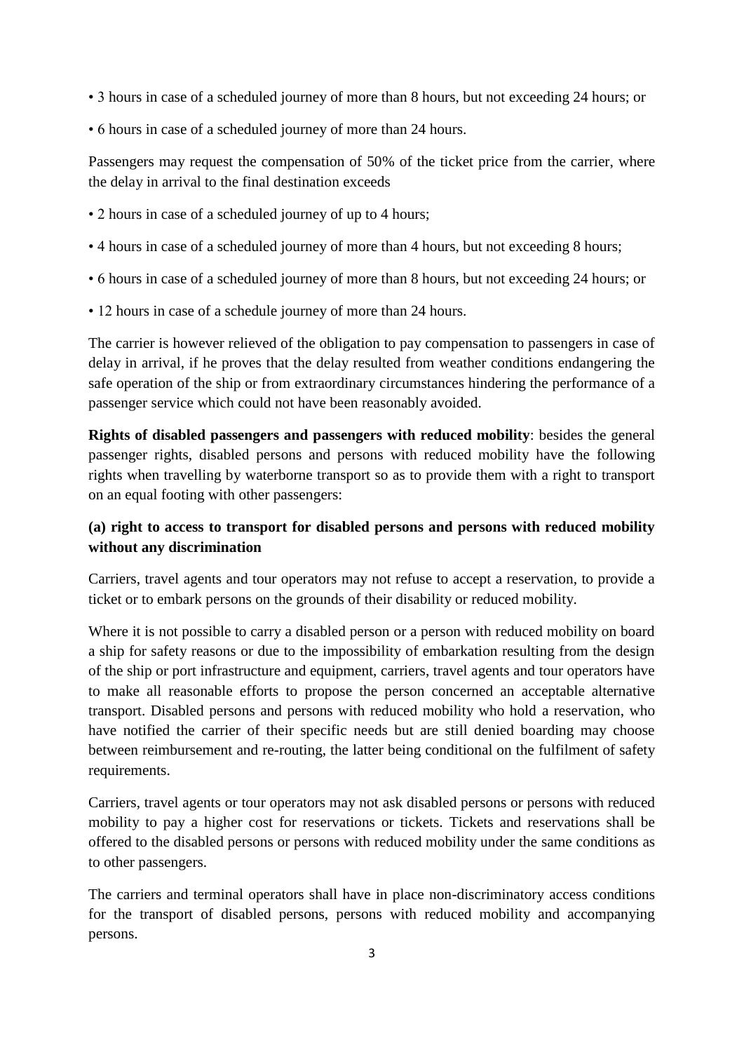- 3 hours in case of a scheduled journey of more than 8 hours, but not exceeding 24 hours; or
- 6 hours in case of a scheduled journey of more than 24 hours.

Passengers may request the compensation of 50% of the ticket price from the carrier, where the delay in arrival to the final destination exceeds

- 2 hours in case of a scheduled journey of up to 4 hours;
- 4 hours in case of a scheduled journey of more than 4 hours, but not exceeding 8 hours;
- 6 hours in case of a scheduled journey of more than 8 hours, but not exceeding 24 hours; or
- 12 hours in case of a schedule journey of more than 24 hours.

The carrier is however relieved of the obligation to pay compensation to passengers in case of delay in arrival, if he proves that the delay resulted from weather conditions endangering the safe operation of the ship or from extraordinary circumstances hindering the performance of a passenger service which could not have been reasonably avoided.

**Rights of disabled passengers and passengers with reduced mobility**: besides the general passenger rights, disabled persons and persons with reduced mobility have the following rights when travelling by waterborne transport so as to provide them with a right to transport on an equal footing with other passengers:

**(a) right to access to transport for disabled persons and persons with reduced mobility without any discrimination**

Carriers, travel agents and tour operators may not refuse to accept a reservation, to provide a ticket or to embark persons on the grounds of their disability or reduced mobility.

Where it is not possible to carry a disabled person or a person with reduced mobility on board a ship for safety reasons or due to the impossibility of embarkation resulting from the design of the ship or port infrastructure and equipment, carriers, travel agents and tour operators have to make all reasonable efforts to propose the person concerned an acceptable alternative transport. Disabled persons and persons with reduced mobility who hold a reservation, who have notified the carrier of their specific needs but are still denied boarding may choose between reimbursement and re-routing, the latter being conditional on the fulfilment of safety requirements.

Carriers, travel agents or tour operators may not ask disabled persons or persons with reduced mobility to pay a higher cost for reservations or tickets. Tickets and reservations shall be offered to the disabled persons or persons with reduced mobility under the same conditions as to other passengers.

The carriers and terminal operators shall have in place non-discriminatory access conditions for the transport of disabled persons, persons with reduced mobility and accompanying persons.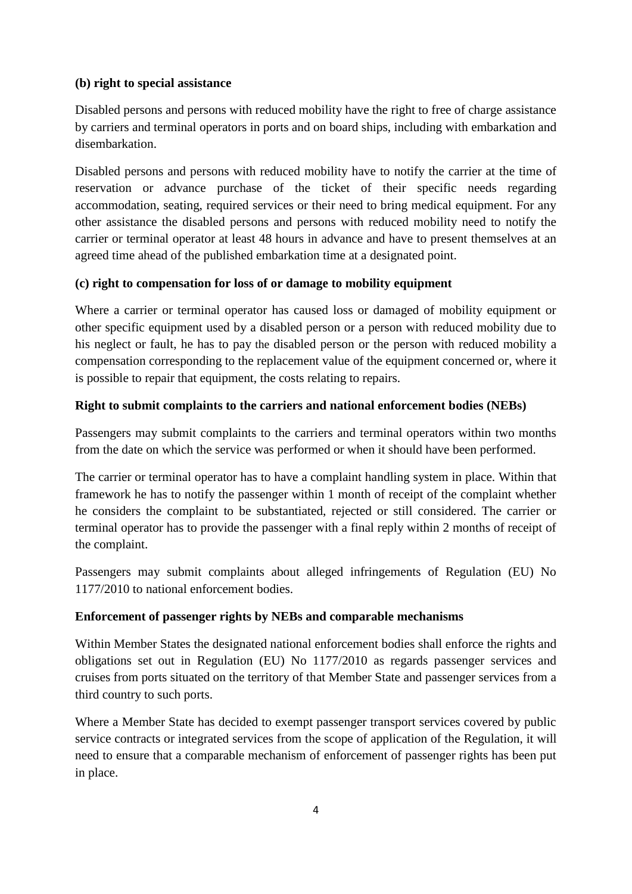**(b) right to special assistance**

Disabled persons and persons with reduced mobility have the right to free of charge assistance by carriers and terminal operators in ports and on board ships, including with embarkation and disembarkation.

Disabled persons and persons with reduced mobility have to notify the carrier at the time of reservation or advance purchase of the ticket of their specific needs regarding accommodation, seating, required services or their need to bring medical equipment. For any other assistance the disabled persons and persons with reduced mobility need to notify the carrier or terminal operator at least 48 hours in advance and have to present themselves at an agreed time ahead of the published embarkation time at a designated point.

**(c) right to compensation for loss of or damage to mobility equipment**

Where a carrier or terminal operator has caused loss or damaged of mobility equipment or other specific equipment used by a disabled person or a person with reduced mobility due to his neglect or fault, he has to pay the disabled person or the person with reduced mobility a compensation corresponding to the replacement value of the equipment concerned or, where it is possible to repair that equipment, the costs relating to repairs.

**Right to submit complaints to the carriers and national enforcement bodies (NEBs)**

Passengers may submit complaints to the carriers and terminal operators within two months from the date on which the service was performed or when it should have been performed.

The carrier or terminal operator has to have a complaint handling system in place. Within that framework he has to notify the passenger within 1 month of receipt of the complaint whether he considers the complaint to be substantiated, rejected or still considered. The carrier or terminal operator has to provide the passenger with a final reply within 2 months of receipt of the complaint.

Passengers may submit complaints about alleged infringements of Regulation (EU) No 1177/2010 to national enforcement bodies.

**Enforcement of passenger rights by NEBs and comparable mechanisms**

Within Member States the designated national enforcement bodies shall enforce the rights and obligations set out in Regulation (EU) No 1177/2010 as regards passenger services and cruises from ports situated on the territory of that Member State and passenger services from a third country to such ports.

Where a Member State has decided to exempt passenger transport services covered by public service contracts or integrated services from the scope of application of the Regulation, it will need to ensure that a comparable mechanism of enforcement of passenger rights has been put in place.